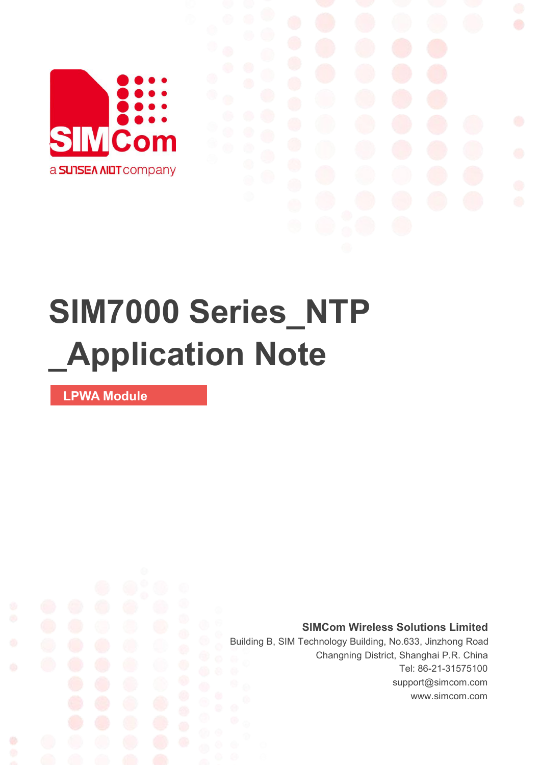# SIM7000 Series_NTP _Application Note

**LPWA Module**

**SIMCom Wireless Solutions Limited**

Building B, SIM Technology Building, No.633, Jinzhong Road

Changning District, Shanghai P.R. China

Tel: 86-21-31575100

support@simcom.com

www.simcom.com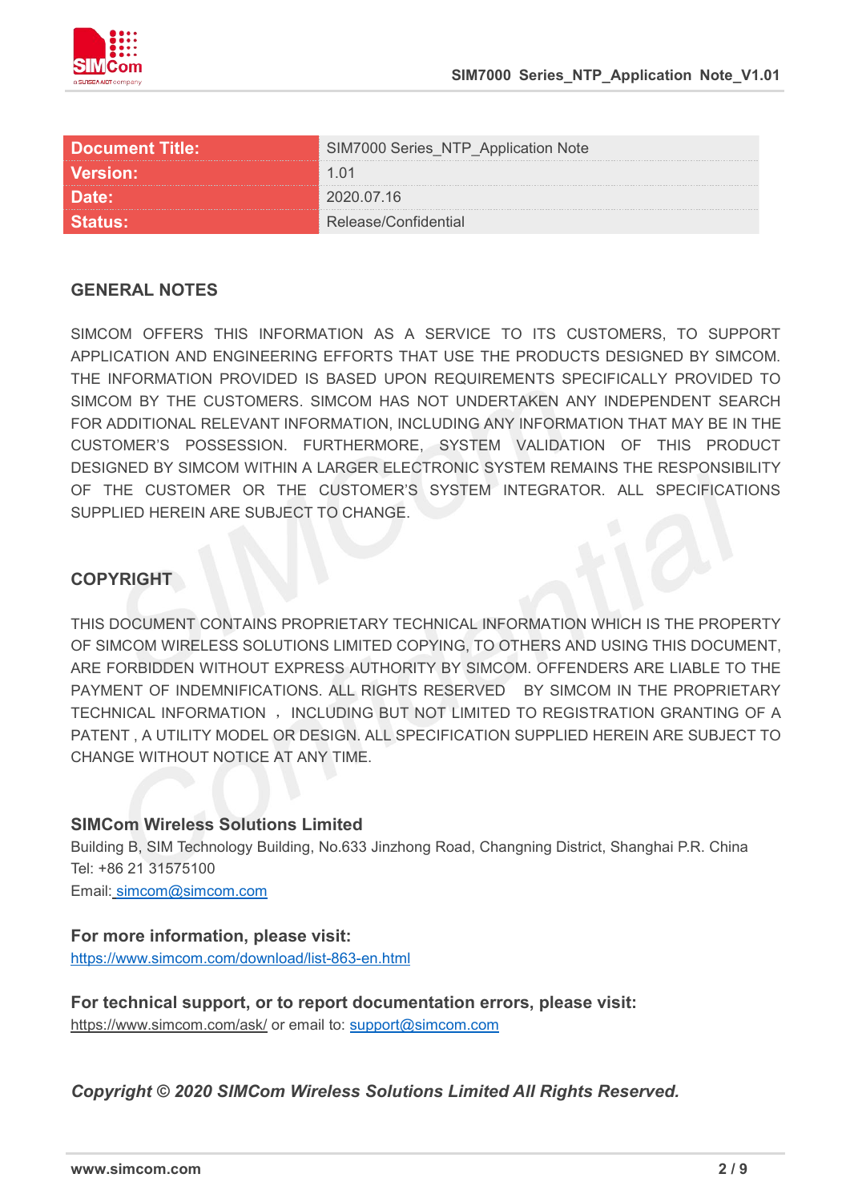| Document Title: | SIM7000 Series_NTP_Application Note |
| --- | --- |
| Version: | 1.01 |
| Date: | 2020.07.16 |
| Status: | Release/Confidential |

## GENERAL NOTES

SIMCOM OFFERS THIS INFORMATION AS A SERVICE TO ITS CUSTOMERS, TO SUPPORT APPLICATION AND ENGINEERING EFFORTS THAT USE THE PRODUCTS DESIGNED BY SIMCOM. THE INFORMATION PROVIDED IS BASED UPON REQUIREMENTS SPECIFICALLY PROVIDED TO SIMCOM BY THE CUSTOMERS. SIMCOM HAS NOT UNDERTAKEN ANY INDEPENDENT SEARCH FOR ADDITIONAL RELEVANT INFORMATION, INCLUDING ANY INFORMATION THAT MAY BE IN THE CUSTOMER'S POSSESSION. FURTHERMORE, SYSTEM VALIDATION OF THIS PRODUCT DESIGNED BY SIMCOM WITHIN A LARGER ELECTRONIC SYSTEM REMAINS THE RESPONSIBILITY OF THE CUSTOMER OR THE CUSTOMER'S SYSTEM INTEGRATOR. ALL SPECIFICATIONS SUPPLIED HEREIN ARE SUBJECT TO CHANGE.

## COPYRIGHT

THIS DOCUMENT CONTAINS PROPRIETARY TECHNICAL INFORMATION WHICH IS THE PROPERTY OF SIMCOM WIRELESS SOLUTIONS LIMITED COPYING, TO OTHERS AND USING THIS DOCUMENT, ARE FORBIDDEN WITHOUT EXPRESS AUTHORITY BY SIMCOM. OFFENDERS ARE LIABLE TO THE PAYMENT OF INDEMNIFICATIONS. ALL RIGHTS RESERVED BY SIMCOM IN THE PROPRIETARY TECHNICAL INFORMATION ， INCLUDING BUT NOT LIMITED TO REGISTRATION GRANTING OF A PATENT , A UTILITY MODEL OR DESIGN. ALL SPECIFICATION SUPPLIED HEREIN ARE SUBJECT TO CHANGE WITHOUT NOTICE AT ANY TIME.

**SIMCom Wireless Solutions Limited**
Building B, SIM Technology Building, No.633 Jinzhong Road, Changning District, Shanghai P.R. China
Tel: +86 21 31575100
Email: simcom@simcom.com

**For more information, please visit:**
https://www.simcom.com/download/list-863-en.html

**For technical support, or to report documentation errors, please visit:**
https://www.simcom.com/ask/ or email to: support@simcom.com

***Copyright © 2020 SIMCom Wireless Solutions Limited All Rights Reserved.***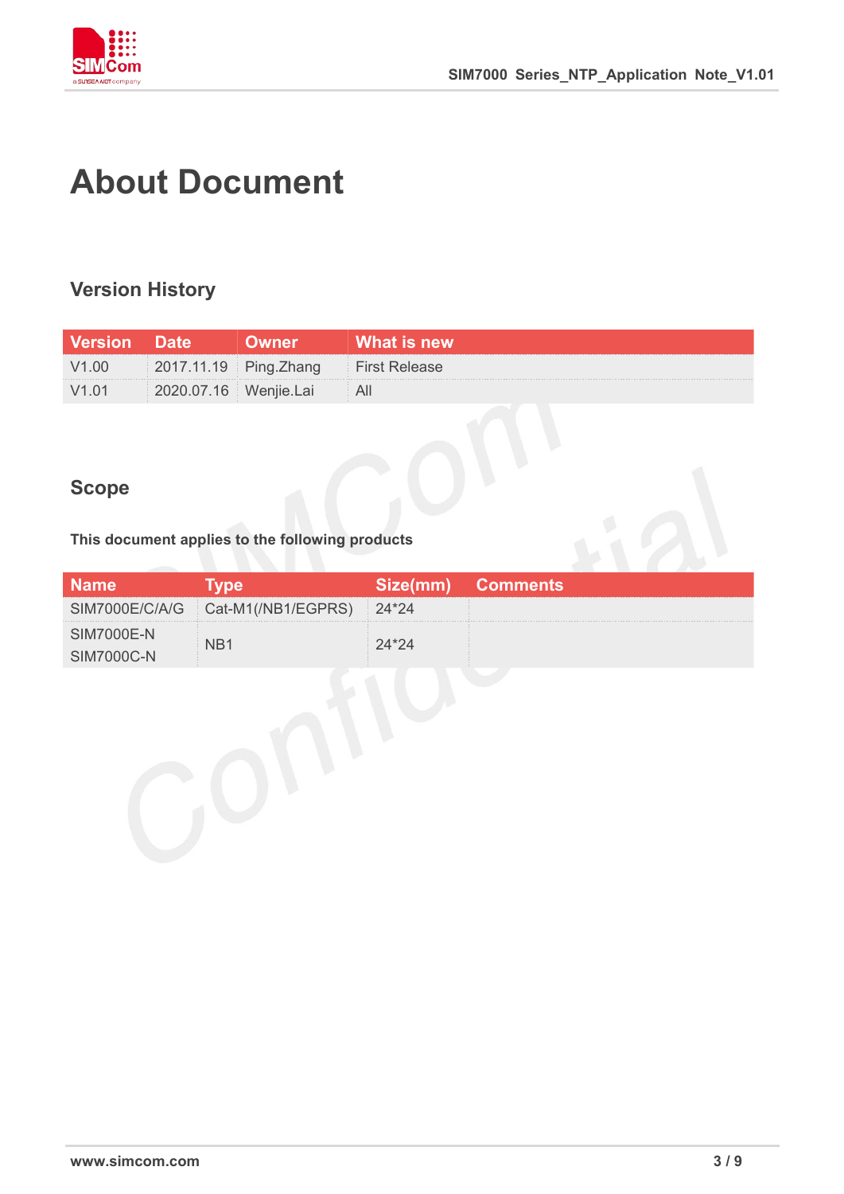# About Document

## Version History

| Version | Date | Owner | What is new |
|---|---|---|---|
| V1.00 | 2017.11.19 | Ping.Zhang | First Release |
| V1.01 | 2020.07.16 | Wenjie.Lai | All |

## Scope

**This document applies to the following products**

| Name | Type | Size(mm) | Comments |
|---|---|---|---|
| SIM7000E/C/A/G | Cat-M1(/NB1/EGPRS) | 24*24 | |
| SIM7000E-N<br>SIM7000C-N | NB1 | 24*24 | |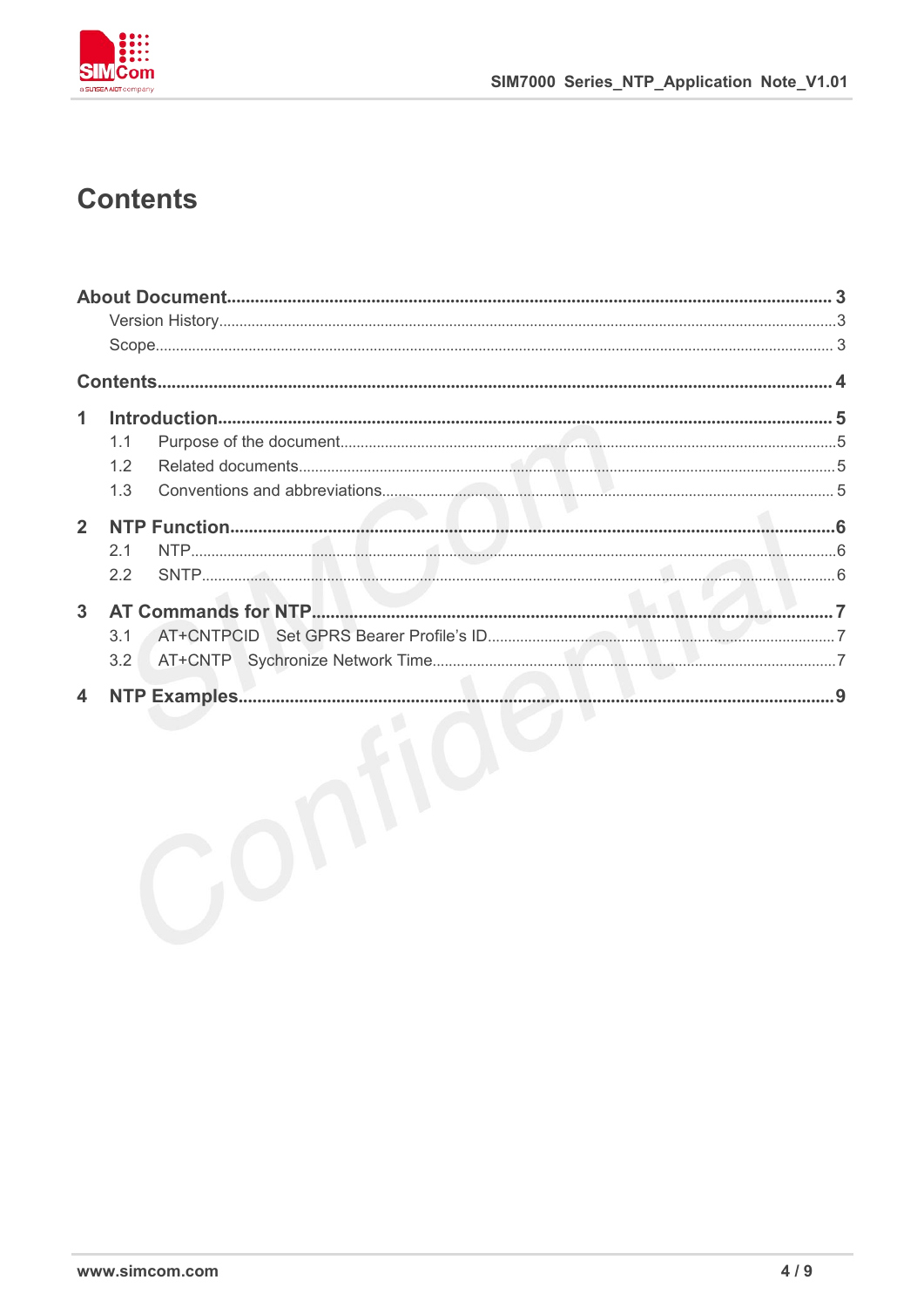# Contents

**About Document** .......................................................... **3**

Version History .......................................................... 3

Scope .......................................................... 3

**Contents** .......................................................... **4**

**1 Introduction** .......................................................... **5**

1.1 Purpose of the document .......................................................... 5

1.2 Related documents .......................................................... 5

1.3 Conventions and abbreviations .......................................................... 5

**2 NTP Function** .......................................................... **6**

2.1 NTP .......................................................... 6

2.2 SNTP .......................................................... 6

**3 AT Commands for NTP** .......................................................... **7**

3.1 AT+CNTPCID Set GPRS Bearer Profile's ID .......................................................... 7

3.2 AT+CNTP Sychronize Network Time .......................................................... 7

**4 NTP Examples** .......................................................... **9**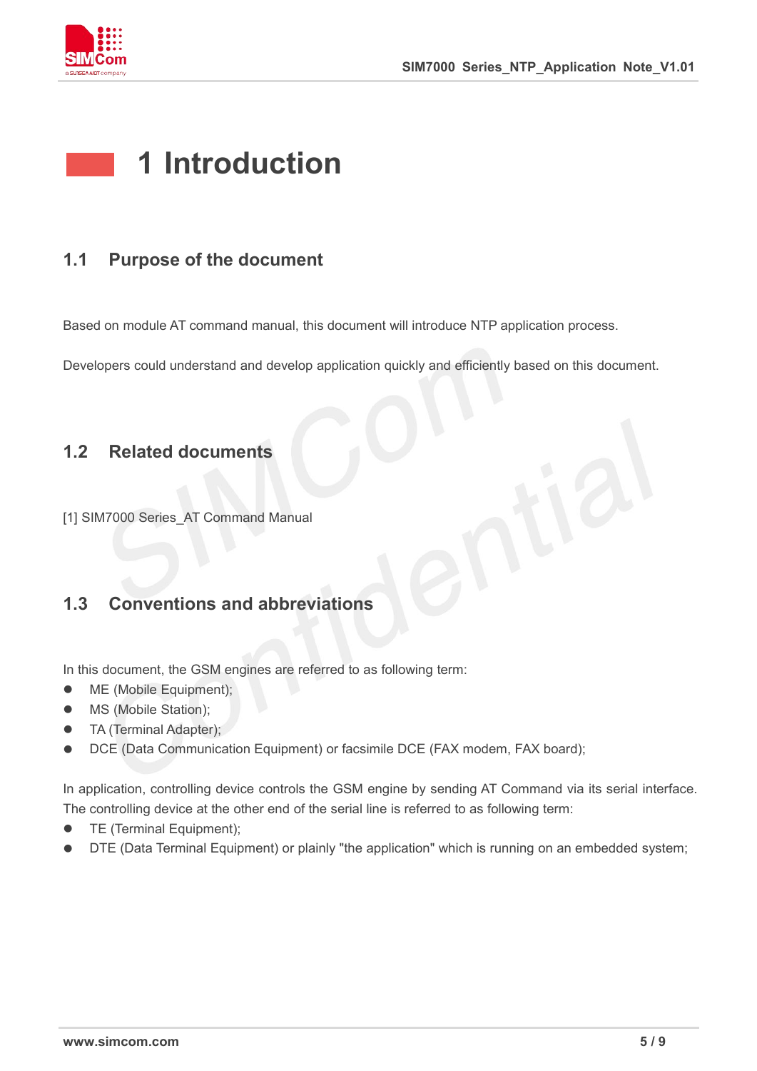# 1 Introduction

## 1.1 Purpose of the document

Based on module AT command manual, this document will introduce NTP application process.

Developers could understand and develop application quickly and efficiently based on this document.

## 1.2 Related documents

[1] SIM7000 Series_AT Command Manual

## 1.3 Conventions and abbreviations

In this document, the GSM engines are referred to as following term:

- ME (Mobile Equipment);
- MS (Mobile Station);
- TA (Terminal Adapter);
- DCE (Data Communication Equipment) or facsimile DCE (FAX modem, FAX board);

In application, controlling device controls the GSM engine by sending AT Command via its serial interface. The controlling device at the other end of the serial line is referred to as following term:

- TE (Terminal Equipment);
- DTE (Data Terminal Equipment) or plainly "the application" which is running on an embedded system;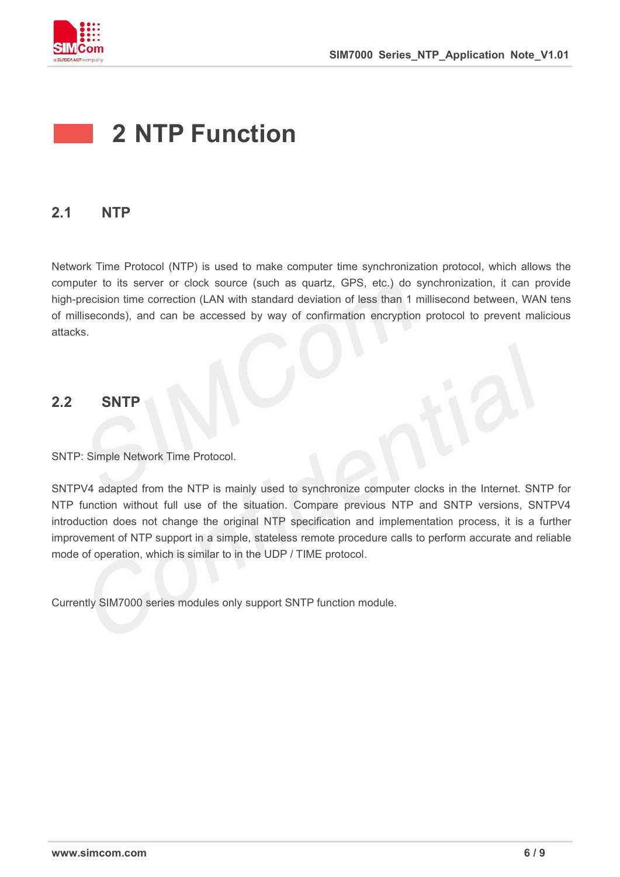# 2 NTP Function

## 2.1 NTP

Network Time Protocol (NTP) is used to make computer time synchronization protocol, which allows the computer to its server or clock source (such as quartz, GPS, etc.) do synchronization, it can provide high-precision time correction (LAN with standard deviation of less than 1 millisecond between, WAN tens of milliseconds), and can be accessed by way of confirmation encryption protocol to prevent malicious attacks.

## 2.2 SNTP

SNTP: Simple Network Time Protocol.

SNTPV4 adapted from the NTP is mainly used to synchronize computer clocks in the Internet. SNTP for NTP function without full use of the situation. Compare previous NTP and SNTP versions, SNTPV4 introduction does not change the original NTP specification and implementation process, it is a further improvement of NTP support in a simple, stateless remote procedure calls to perform accurate and reliable mode of operation, which is similar to in the UDP / TIME protocol.

Currently SIM7000 series modules only support SNTP function module.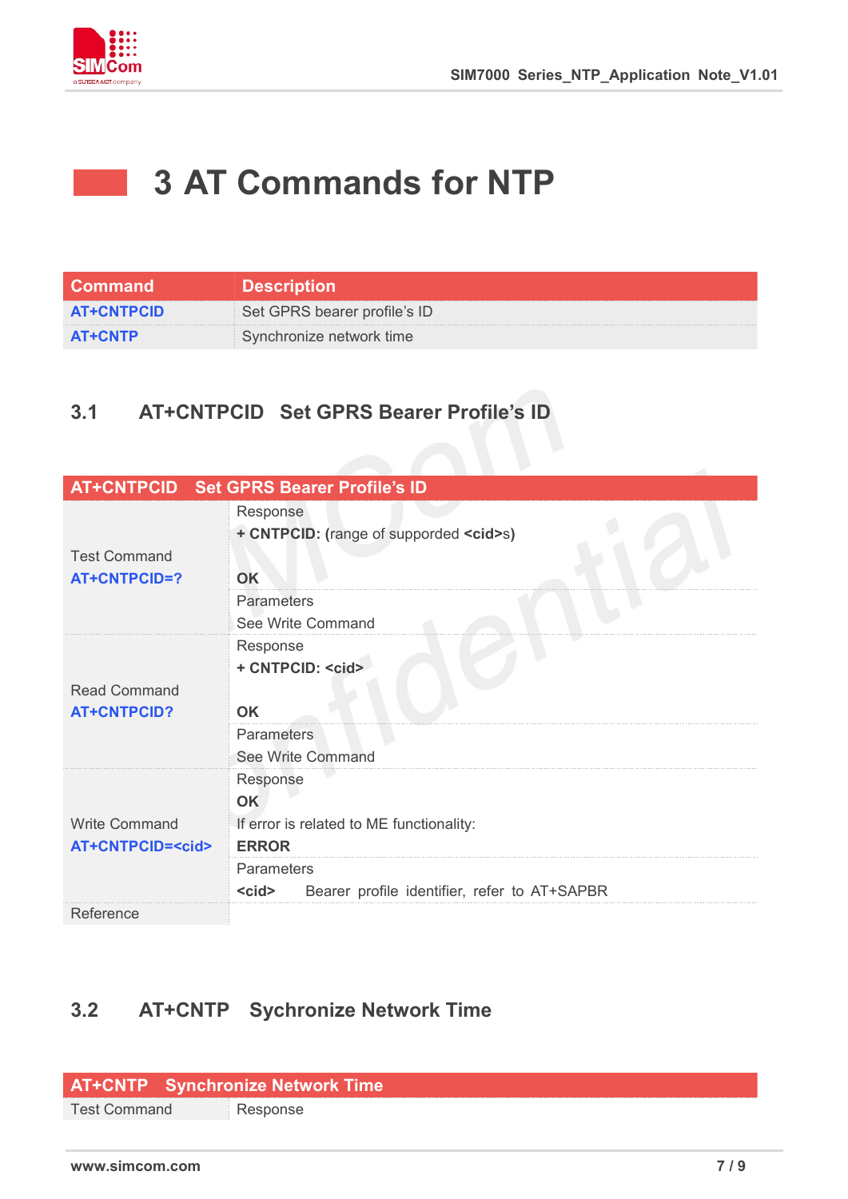# 3 AT Commands for NTP

| Command | Description |
|---|---|
| AT+CNTPCID | Set GPRS bearer profile's ID |
| AT+CNTP | Synchronize network time |

## 3.1 AT+CNTPCID Set GPRS Bearer Profile's ID

| AT+CNTPCID Set GPRS Bearer Profile's ID | |
|---|---|
| Test Command<br>**AT+CNTPCID=?** | Response<br>**+ CNTPCID: (**range of supporded **<cid>**s)<br><br>**OK** |
| | Parameters<br>See Write Command |
| Read Command<br>**AT+CNTPCID?** | Response<br>**+ CNTPCID: <cid>**<br><br>**OK** |
| | Parameters<br>See Write Command |
| Write Command<br>**AT+CNTPCID=<cid>** | Response<br>**OK**<br>If error is related to ME functionality:<br>**ERROR** |
| | Parameters<br>**<cid>** Bearer profile identifier, refer to AT+SAPBR |
| Reference | |

## 3.2 AT+CNTP Sychronize Network Time

| AT+CNTP Synchronize Network Time | |
|---|---|
| Test Command | Response |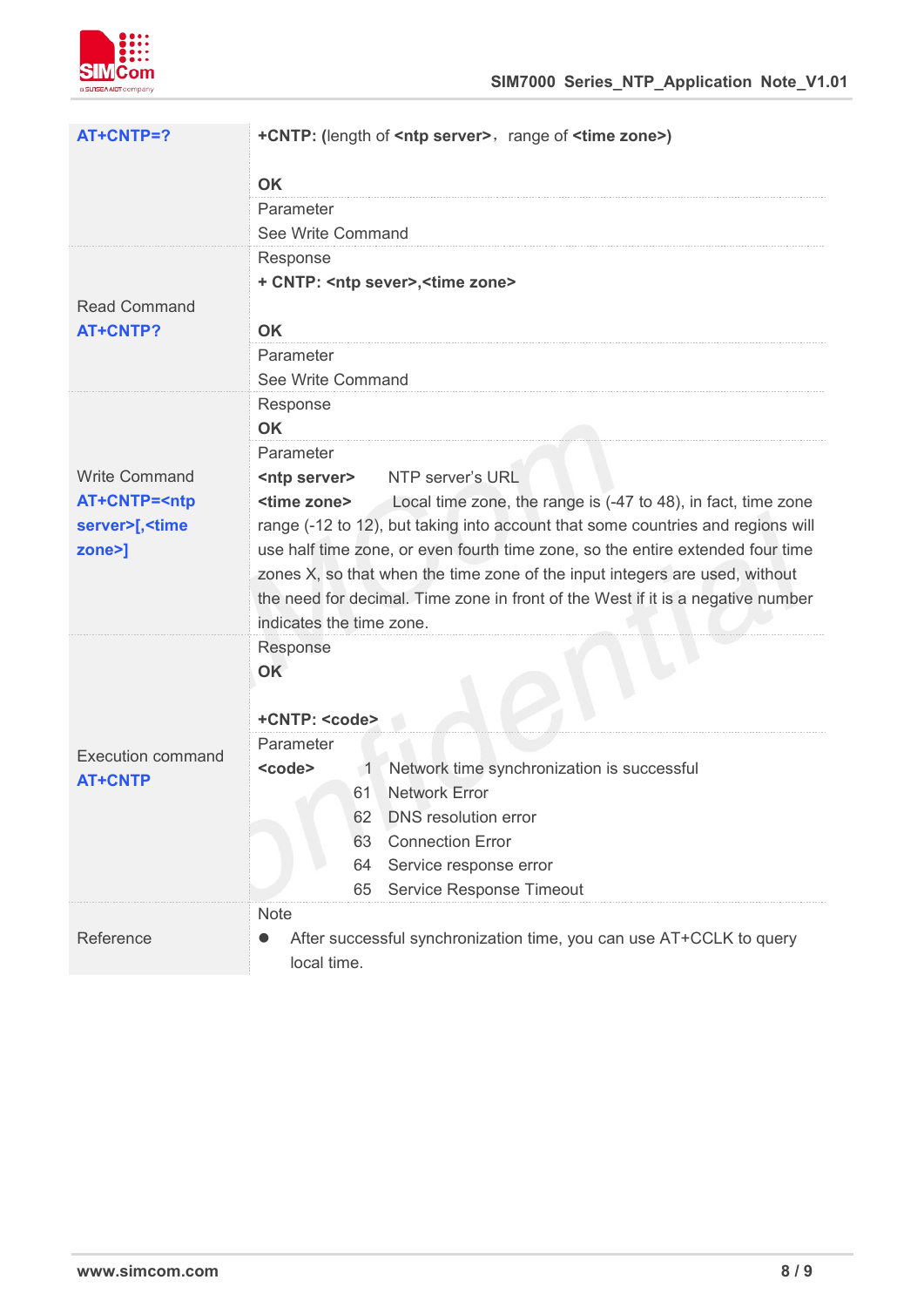| | |
|---|---|
| **AT+CNTP=?** | **+CNTP: (**length of **<ntp server>**，range of **<time zone>)**<br><br>**OK**<br>Parameter<br>See Write Command |
| Read Command<br>**AT+CNTP?** | Response<br>**+ CNTP: <ntp sever>,<time zone>**<br><br>**OK**<br>Parameter<br>See Write Command |
| Write Command<br>**AT+CNTP=<ntp server>[,<time zone>]** | Response<br>**OK**<br>Parameter<br>**<ntp server>** NTP server's URL<br>**<time zone>** Local time zone, the range is (-47 to 48), in fact, time zone range (-12 to 12), but taking into account that some countries and regions will use half time zone, or even fourth time zone, so the entire extended four time zones X, so that when the time zone of the input integers are used, without the need for decimal. Time zone in front of the West if it is a negative number indicates the time zone. |
| Execution command<br>**AT+CNTP** | Response<br>**OK**<br><br>**+CNTP: <code>**<br>Parameter<br>**<code>** 1 Network time synchronization is successful<br>61 Network Error<br>62 DNS resolution error<br>63 Connection Error<br>64 Service response error<br>65 Service Response Timeout |
| Reference | Note<br>● After successful synchronization time, you can use AT+CCLK to query local time. |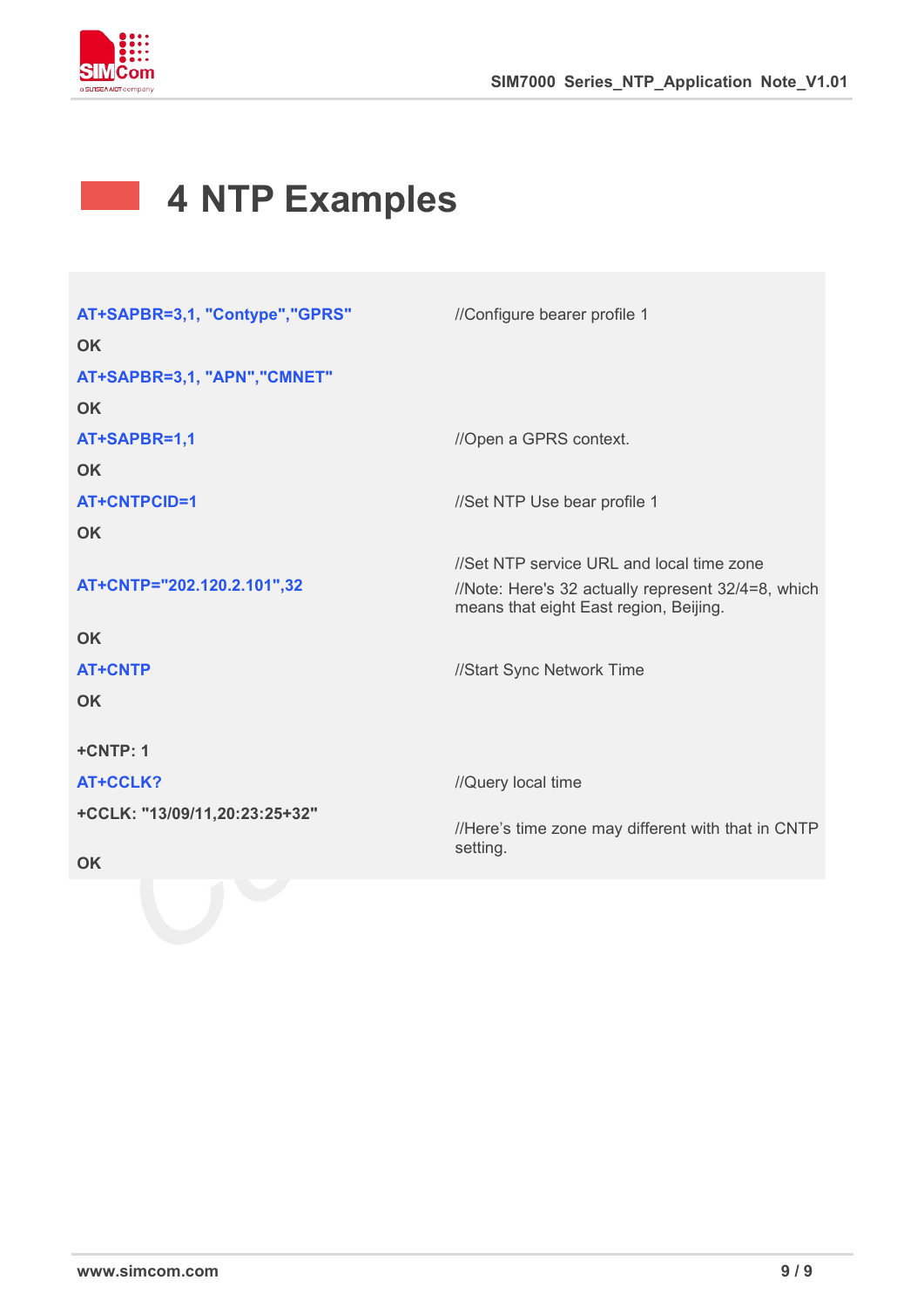# 4 NTP Examples

| | |
|---|---|
| **AT+SAPBR=3,1, "Contype","GPRS"** | //Configure bearer profile 1 |
| **OK** | |
| **AT+SAPBR=3,1, "APN","CMNET"** | |
| **OK** | |
| **AT+SAPBR=1,1** | //Open a GPRS context. |
| **OK** | |
| **AT+CNTPCID=1** | //Set NTP Use bear profile 1 |
| **OK** | |
| **AT+CNTP="202.120.2.101",32** | //Set NTP service URL and local time zone<br>//Note: Here's 32 actually represent 32/4=8, which means that eight East region, Beijing. |
| **OK** | |
| **AT+CNTP** | //Start Sync Network Time |
| **OK** | |
| **+CNTP: 1** | |
| **AT+CCLK?** | //Query local time |
| **+CCLK: "13/09/11,20:23:25+32"** | //Here's time zone may different with that in CNTP setting. |
| **OK** | |